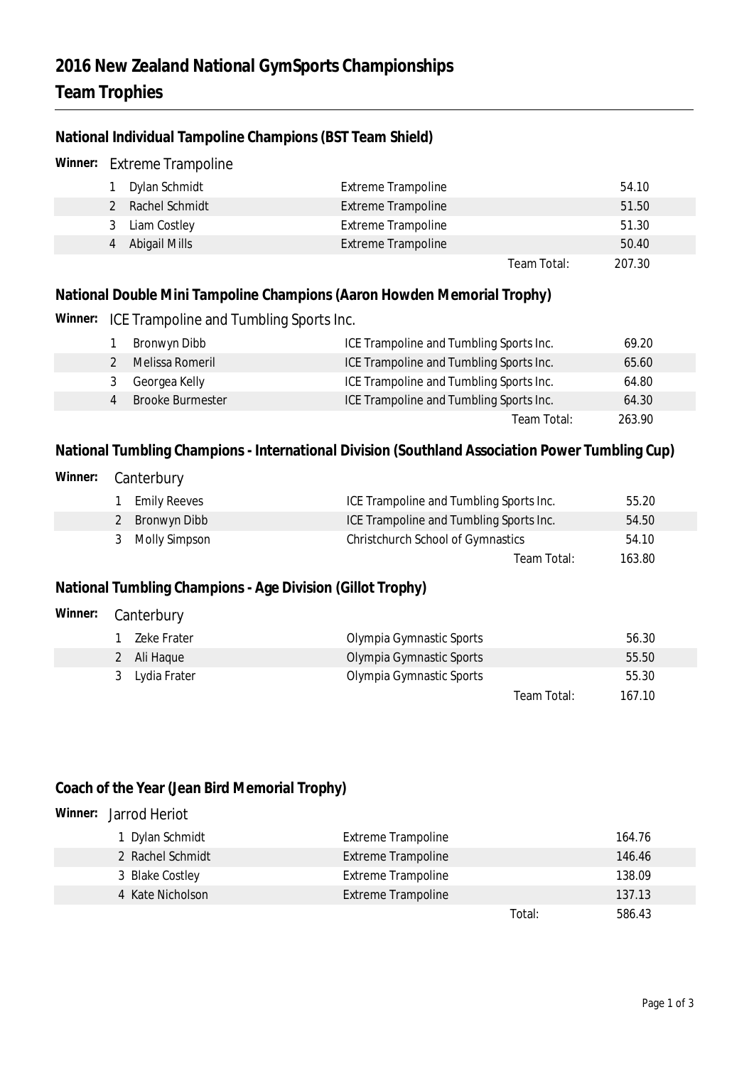# 2016 New Zealand National GymSports Championships

# Team Trophies

### National Individual Tampoline Champions (BST Team Shield)

**Winner:** Extreme Trampoline

| | Name | Club | Score |
|---|---|---|---|
| 1 | Dylan Schmidt | Extreme Trampoline | 54.10 |
| 2 | Rachel Schmidt | Extreme Trampoline | 51.50 |
| 3 | Liam Costley | Extreme Trampoline | 51.30 |
| 4 | Abigail Mills | Extreme Trampoline | 50.40 |
| | | Team Total: | 207.30 |

### National Double Mini Tampoline Champions (Aaron Howden Memorial Trophy)

**Winner:** ICE Trampoline and Tumbling Sports Inc.

| | Name | Club | Score |
|---|---|---|---|
| 1 | Bronwyn Dibb | ICE Trampoline and Tumbling Sports Inc. | 69.20 |
| 2 | Melissa Romeril | ICE Trampoline and Tumbling Sports Inc. | 65.60 |
| 3 | Georgea Kelly | ICE Trampoline and Tumbling Sports Inc. | 64.80 |
| 4 | Brooke Burmester | ICE Trampoline and Tumbling Sports Inc. | 64.30 |
| | | Team Total: | 263.90 |

### National Tumbling Champions - International Division (Southland Association Power Tumbling Cup)

**Winner:** Canterbury

| | Name | Club | Score |
|---|---|---|---|
| 1 | Emily Reeves | ICE Trampoline and Tumbling Sports Inc. | 55.20 |
| 2 | Bronwyn Dibb | ICE Trampoline and Tumbling Sports Inc. | 54.50 |
| 3 | Molly Simpson | Christchurch School of Gymnastics | 54.10 |
| | | Team Total: | 163.80 |

### National Tumbling Champions - Age Division (Gillot Trophy)

**Winner:** Canterbury

| | Name | Club | Score |
|---|---|---|---|
| 1 | Zeke Frater | Olympia Gymnastic Sports | 56.30 |
| 2 | Ali Haque | Olympia Gymnastic Sports | 55.50 |
| 3 | Lydia Frater | Olympia Gymnastic Sports | 55.30 |
| | | Team Total: | 167.10 |

### Coach of the Year (Jean Bird Memorial Trophy)

**Winner:** Jarrod Heriot

| | Name | Club | Score |
|---|---|---|---|
| 1 | Dylan Schmidt | Extreme Trampoline | 164.76 |
| 2 | Rachel Schmidt | Extreme Trampoline | 146.46 |
| 3 | Blake Costley | Extreme Trampoline | 138.09 |
| 4 | Kate Nicholson | Extreme Trampoline | 137.13 |
| | | Total: | 586.43 |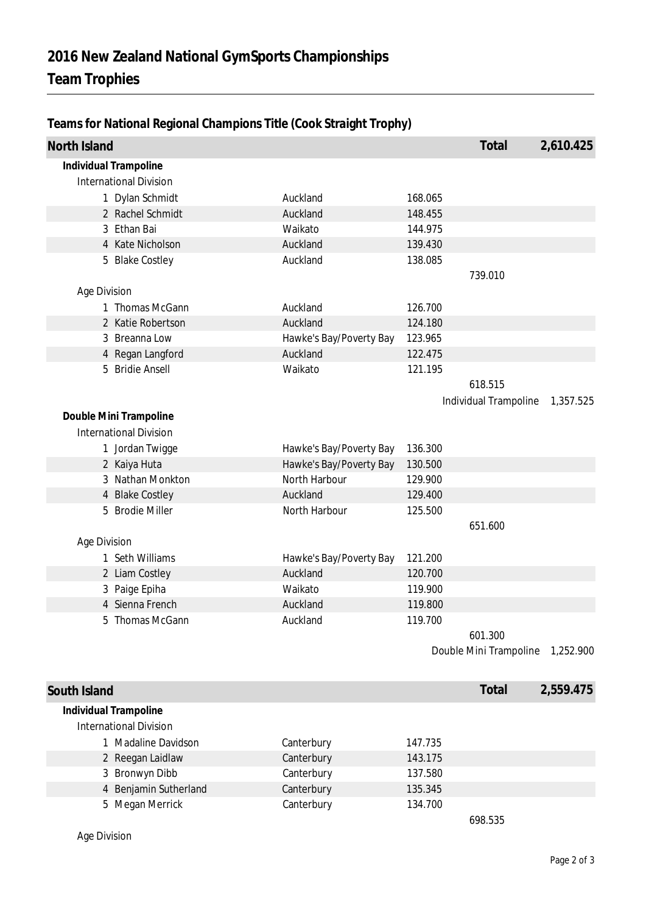# 2016 New Zealand National GymSports Championships

## Team Trophies

### Teams for National Regional Champions Title (Cook Straight Trophy)

| North Island | | | Total | 2,610.425 |
|---|---|---|---|---|
| **Individual Trampoline** | | | | |
| International Division | | | | |
| 1 Dylan Schmidt | Auckland | 168.065 | | |
| 2 Rachel Schmidt | Auckland | 148.455 | | |
| 3 Ethan Bai | Waikato | 144.975 | | |
| 4 Kate Nicholson | Auckland | 139.430 | | |
| 5 Blake Costley | Auckland | 138.085 | | |
| | | | 739.010 | |
| Age Division | | | | |
| 1 Thomas McGann | Auckland | 126.700 | | |
| 2 Katie Robertson | Auckland | 124.180 | | |
| 3 Breanna Low | Hawke's Bay/Poverty Bay | 123.965 | | |
| 4 Regan Langford | Auckland | 122.475 | | |
| 5 Bridie Ansell | Waikato | 121.195 | | |
| | | | 618.515 | |
| | | | Individual Trampoline | 1,357.525 |
| **Double Mini Trampoline** | | | | |
| International Division | | | | |
| 1 Jordan Twigge | Hawke's Bay/Poverty Bay | 136.300 | | |
| 2 Kaiya Huta | Hawke's Bay/Poverty Bay | 130.500 | | |
| 3 Nathan Monkton | North Harbour | 129.900 | | |
| 4 Blake Costley | Auckland | 129.400 | | |
| 5 Brodie Miller | North Harbour | 125.500 | | |
| | | | 651.600 | |
| Age Division | | | | |
| 1 Seth Williams | Hawke's Bay/Poverty Bay | 121.200 | | |
| 2 Liam Costley | Auckland | 120.700 | | |
| 3 Paige Epiha | Waikato | 119.900 | | |
| 4 Sienna French | Auckland | 119.800 | | |
| 5 Thomas McGann | Auckland | 119.700 | | |
| | | | 601.300 | |
| | | | Double Mini Trampoline | 1,252.900 |

| South Island | | | Total | 2,559.475 |
|---|---|---|---|---|
| **Individual Trampoline** | | | | |
| International Division | | | | |
| 1 Madaline Davidson | Canterbury | 147.735 | | |
| 2 Reegan Laidlaw | Canterbury | 143.175 | | |
| 3 Bronwyn Dibb | Canterbury | 137.580 | | |
| 4 Benjamin Sutherland | Canterbury | 135.345 | | |
| 5 Megan Merrick | Canterbury | 134.700 | | |
| | | | 698.535 | |
| Age Division | | | | |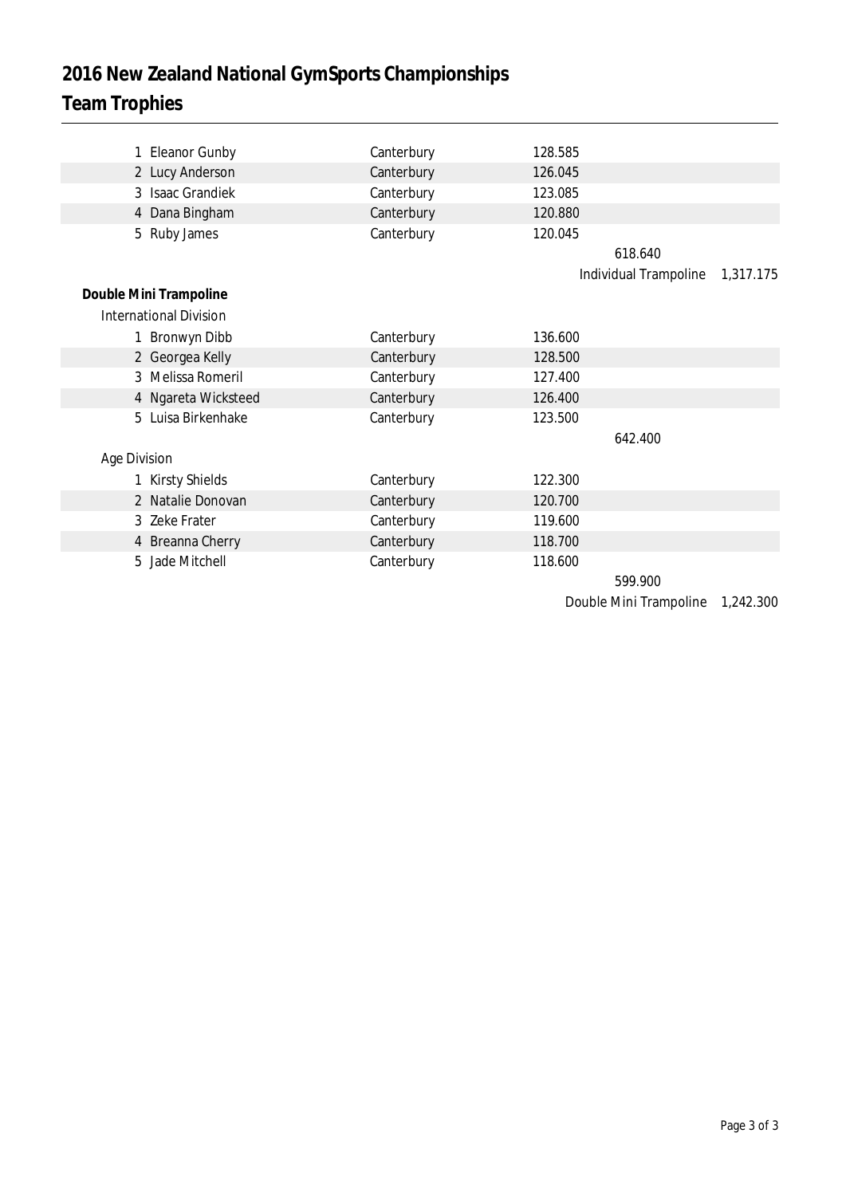## 2016 New Zealand National GymSports Championships

## Team Trophies

| | | | | |
|---|---|---|---|---|
| 1 | Eleanor Gunby | Canterbury | 128.585 | |
| 2 | Lucy Anderson | Canterbury | 126.045 | |
| 3 | Isaac Grandiek | Canterbury | 123.085 | |
| 4 | Dana Bingham | Canterbury | 120.880 | |
| 5 | Ruby James | Canterbury | 120.045 | |
| | | | 618.640 | |
| | | | Individual Trampoline | 1,317.175 |

**Double Mini Trampoline**

International Division

| | | | | |
|---|---|---|---|---|
| 1 | Bronwyn Dibb | Canterbury | 136.600 | |
| 2 | Georgea Kelly | Canterbury | 128.500 | |
| 3 | Melissa Romeril | Canterbury | 127.400 | |
| 4 | Ngareta Wicksteed | Canterbury | 126.400 | |
| 5 | Luisa Birkenhake | Canterbury | 123.500 | |
| | | | 642.400 | |

Age Division

| | | | | |
|---|---|---|---|---|
| 1 | Kirsty Shields | Canterbury | 122.300 | |
| 2 | Natalie Donovan | Canterbury | 120.700 | |
| 3 | Zeke Frater | Canterbury | 119.600 | |
| 4 | Breanna Cherry | Canterbury | 118.700 | |
| 5 | Jade Mitchell | Canterbury | 118.600 | |
| | | | 599.900 | |
| | | | Double Mini Trampoline | 1,242.300 |